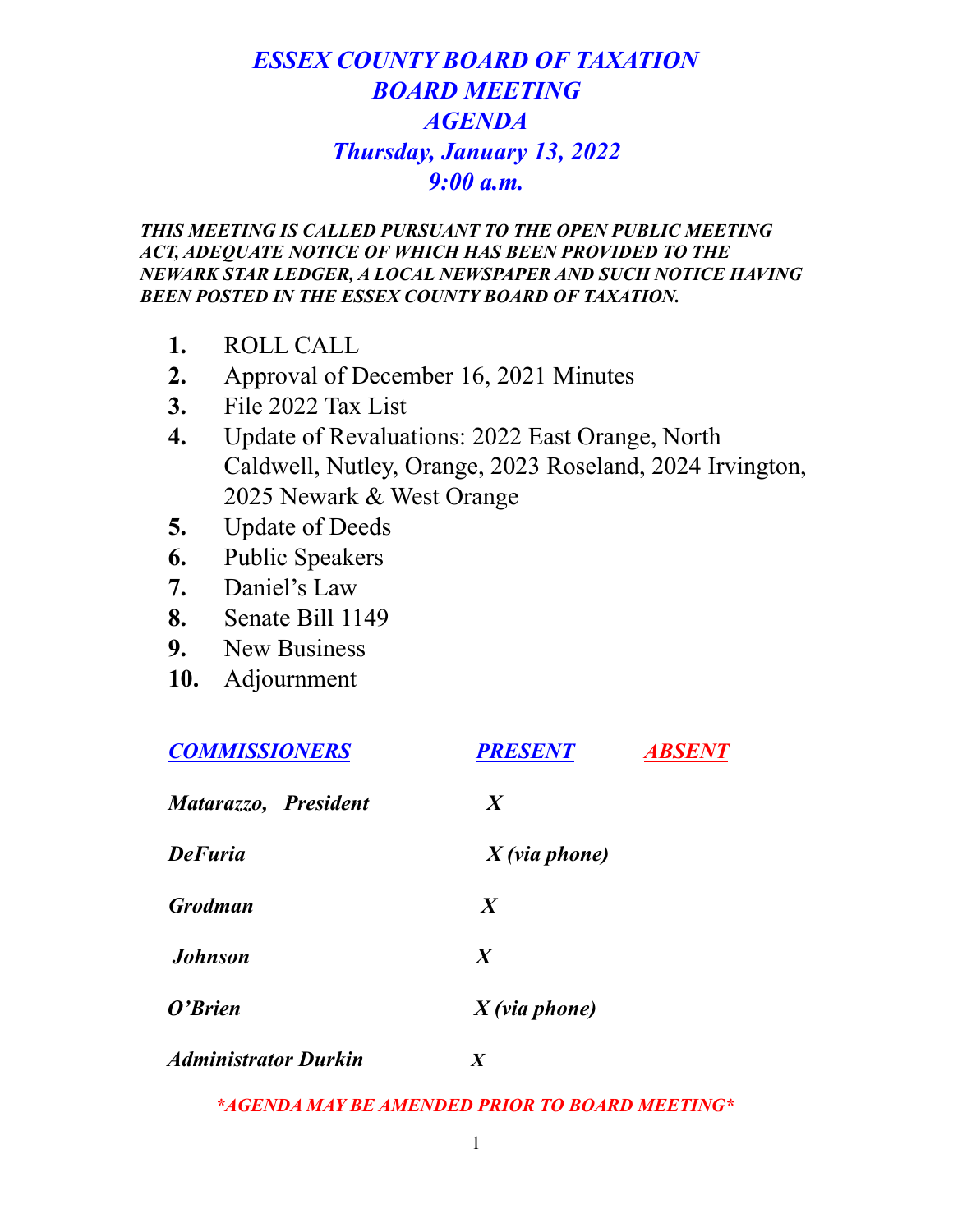# *ESSEX COUNTY BOARD OF TAXATION*
# *BOARD MEETING*
# *AGENDA*
## *Thursday, January 13, 2022*
## *9:00 a.m.*

***THIS MEETING IS CALLED PURSUANT TO THE OPEN PUBLIC MEETING ACT, ADEQUATE NOTICE OF WHICH HAS BEEN PROVIDED TO THE NEWARK STAR LEDGER, A LOCAL NEWSPAPER AND SUCH NOTICE HAVING BEEN POSTED IN THE ESSEX COUNTY BOARD OF TAXATION.***

1. ROLL CALL
2. Approval of December 16, 2021 Minutes
3. File 2022 Tax List
4. Update of Revaluations: 2022 East Orange, North Caldwell, Nutley, Orange, 2023 Roseland, 2024 Irvington, 2025 Newark & West Orange
5. Update of Deeds
6. Public Speakers
7. Daniel's Law
8. Senate Bill 1149
9. New Business
10. Adjournment

| COMMISSIONERS | PRESENT | ABSENT |
|---|---|---|
| *Matarazzo, President* | *X* | |
| *DeFuria* | *X (via phone)* | |
| *Grodman* | *X* | |
| *Johnson* | *X* | |
| *O'Brien* | *X (via phone)* | |
| *Administrator Durkin* | *X* | |

***\*AGENDA MAY BE AMENDED PRIOR TO BOARD MEETING\****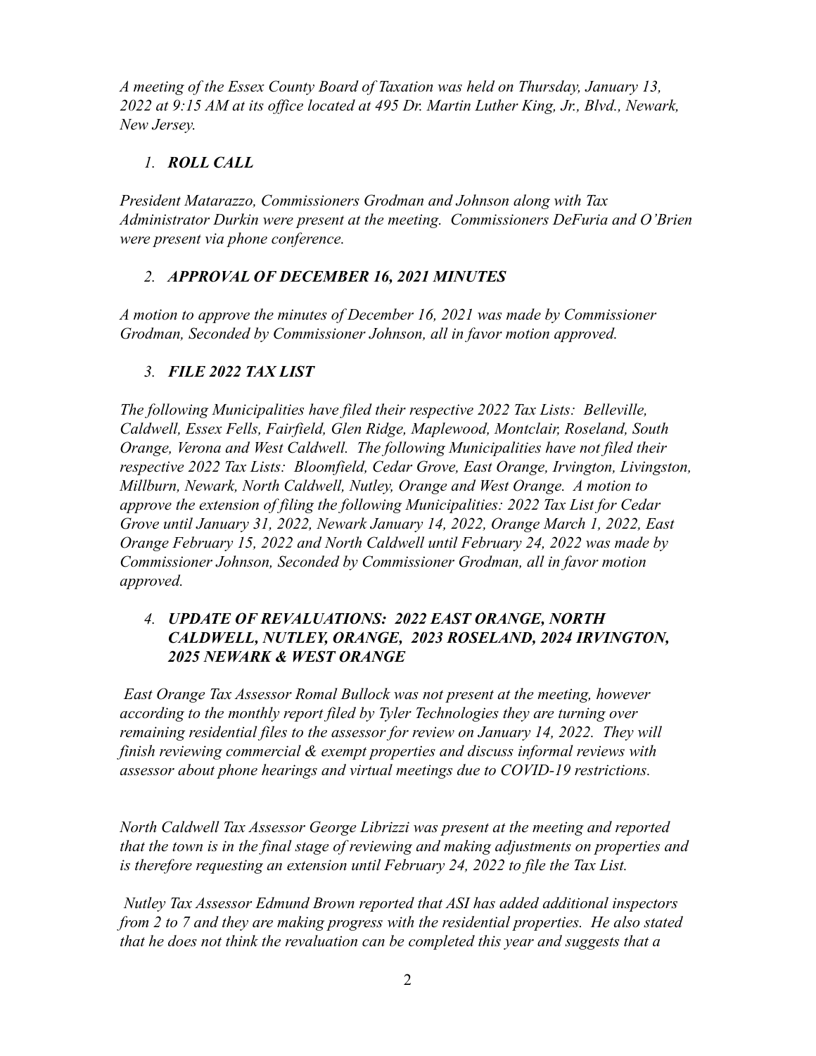*A meeting of the Essex County Board of Taxation was held on Thursday, January 13, 2022 at 9:15 AM at its office located at 495 Dr. Martin Luther King, Jr., Blvd., Newark, New Jersey.*

1. ***ROLL CALL***

*President Matarazzo, Commissioners Grodman and Johnson along with Tax Administrator Durkin were present at the meeting. Commissioners DeFuria and O'Brien were present via phone conference.*

2. ***APPROVAL OF DECEMBER 16, 2021 MINUTES***

*A motion to approve the minutes of December 16, 2021 was made by Commissioner Grodman, Seconded by Commissioner Johnson, all in favor motion approved.*

3. ***FILE 2022 TAX LIST***

*The following Municipalities have filed their respective 2022 Tax Lists: Belleville, Caldwell, Essex Fells, Fairfield, Glen Ridge, Maplewood, Montclair, Roseland, South Orange, Verona and West Caldwell. The following Municipalities have not filed their respective 2022 Tax Lists: Bloomfield, Cedar Grove, East Orange, Irvington, Livingston, Millburn, Newark, North Caldwell, Nutley, Orange and West Orange. A motion to approve the extension of filing the following Municipalities: 2022 Tax List for Cedar Grove until January 31, 2022, Newark January 14, 2022, Orange March 1, 2022, East Orange February 15, 2022 and North Caldwell until February 24, 2022 was made by Commissioner Johnson, Seconded by Commissioner Grodman, all in favor motion approved.*

4. ***UPDATE OF REVALUATIONS: 2022 EAST ORANGE, NORTH CALDWELL, NUTLEY, ORANGE, 2023 ROSELAND, 2024 IRVINGTON, 2025 NEWARK & WEST ORANGE***

*East Orange Tax Assessor Romal Bullock was not present at the meeting, however according to the monthly report filed by Tyler Technologies they are turning over remaining residential files to the assessor for review on January 14, 2022. They will finish reviewing commercial & exempt properties and discuss informal reviews with assessor about phone hearings and virtual meetings due to COVID-19 restrictions.*

*North Caldwell Tax Assessor George Librizzi was present at the meeting and reported that the town is in the final stage of reviewing and making adjustments on properties and is therefore requesting an extension until February 24, 2022 to file the Tax List.*

*Nutley Tax Assessor Edmund Brown reported that ASI has added additional inspectors from 2 to 7 and they are making progress with the residential properties. He also stated that he does not think the revaluation can be completed this year and suggests that a*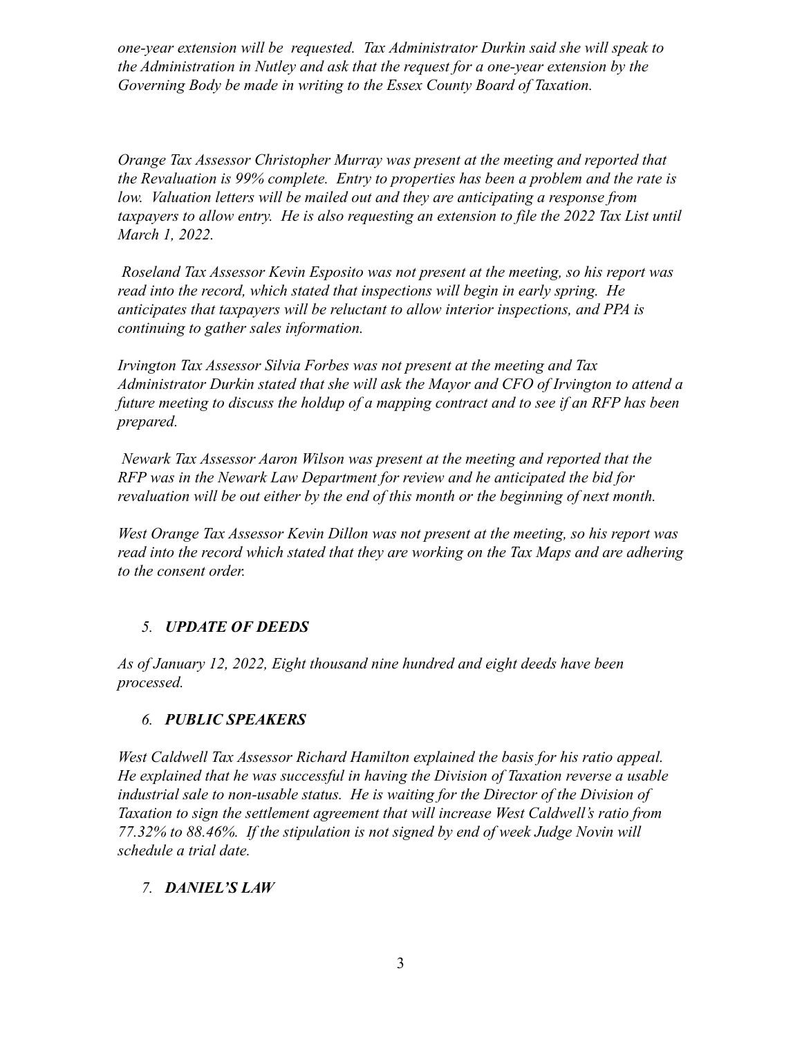*one-year extension will be requested. Tax Administrator Durkin said she will speak to the Administration in Nutley and ask that the request for a one-year extension by the Governing Body be made in writing to the Essex County Board of Taxation.*

*Orange Tax Assessor Christopher Murray was present at the meeting and reported that the Revaluation is 99% complete. Entry to properties has been a problem and the rate is low. Valuation letters will be mailed out and they are anticipating a response from taxpayers to allow entry. He is also requesting an extension to file the 2022 Tax List until March 1, 2022.*

*Roseland Tax Assessor Kevin Esposito was not present at the meeting, so his report was read into the record, which stated that inspections will begin in early spring. He anticipates that taxpayers will be reluctant to allow interior inspections, and PPA is continuing to gather sales information.*

*Irvington Tax Assessor Silvia Forbes was not present at the meeting and Tax Administrator Durkin stated that she will ask the Mayor and CFO of Irvington to attend a future meeting to discuss the holdup of a mapping contract and to see if an RFP has been prepared.*

*Newark Tax Assessor Aaron Wilson was present at the meeting and reported that the RFP was in the Newark Law Department for review and he anticipated the bid for revaluation will be out either by the end of this month or the beginning of next month.*

*West Orange Tax Assessor Kevin Dillon was not present at the meeting, so his report was read into the record which stated that they are working on the Tax Maps and are adhering to the consent order.*

5. ***UPDATE OF DEEDS***

*As of January 12, 2022, Eight thousand nine hundred and eight deeds have been processed.*

6. ***PUBLIC SPEAKERS***

*West Caldwell Tax Assessor Richard Hamilton explained the basis for his ratio appeal. He explained that he was successful in having the Division of Taxation reverse a usable industrial sale to non-usable status. He is waiting for the Director of the Division of Taxation to sign the settlement agreement that will increase West Caldwell's ratio from 77.32% to 88.46%. If the stipulation is not signed by end of week Judge Novin will schedule a trial date.*

7. ***DANIEL'S LAW***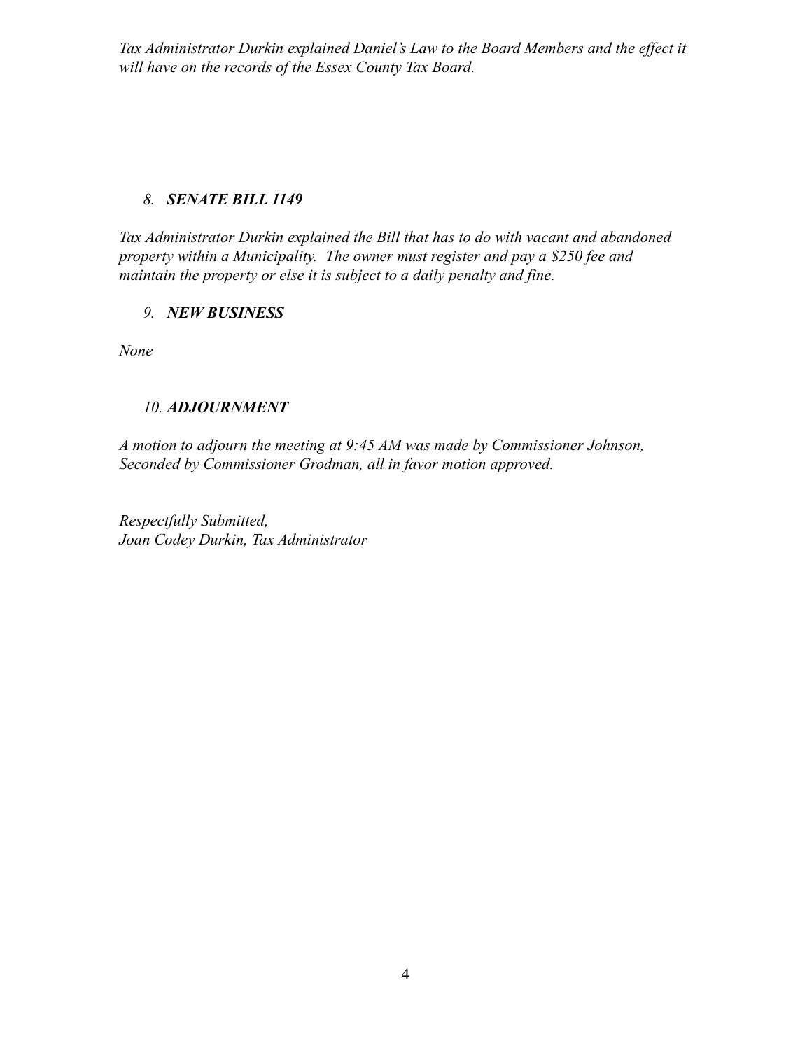*Tax Administrator Durkin explained Daniel's Law to the Board Members and the effect it will have on the records of the Essex County Tax Board.*

8. ***SENATE BILL 1149***

*Tax Administrator Durkin explained the Bill that has to do with vacant and abandoned property within a Municipality. The owner must register and pay a $250 fee and maintain the property or else it is subject to a daily penalty and fine.*

9. ***NEW BUSINESS***

*None*

10. ***ADJOURNMENT***

*A motion to adjourn the meeting at 9:45 AM was made by Commissioner Johnson, Seconded by Commissioner Grodman, all in favor motion approved.*

*Respectfully Submitted,*
*Joan Codey Durkin, Tax Administrator*